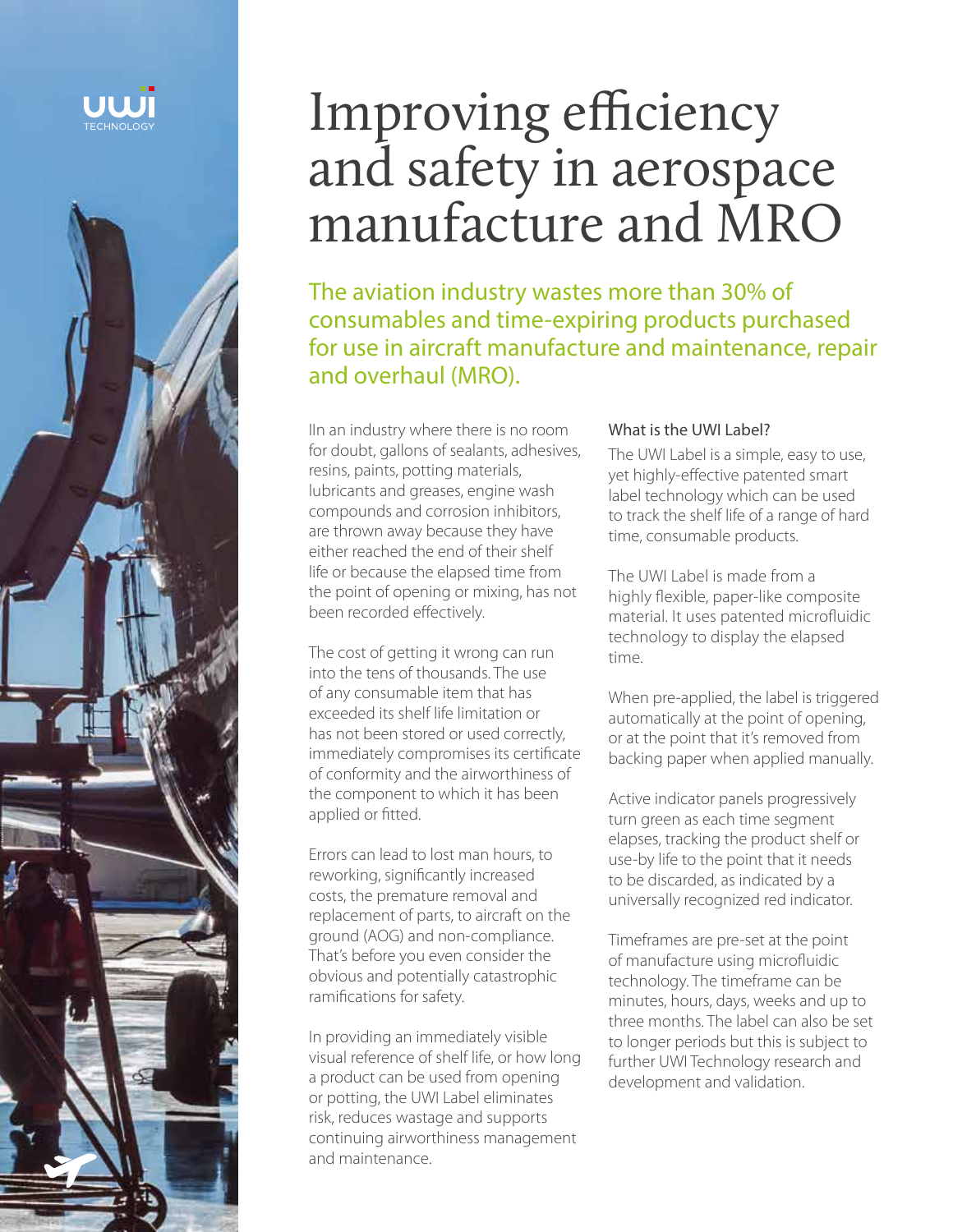# Improving efficiency and safety in aerospace manufacture and MRO

## The aviation industry wastes more than 30% of consumables and time-expiring products purchased for use in aircraft manufacture and maintenance, repair and overhaul (MRO).

IIn an industry where there is no room for doubt, gallons of sealants, adhesives, resins, paints, potting materials, lubricants and greases, engine wash compounds and corrosion inhibitors, are thrown away because they have either reached the end of their shelf life or because the elapsed time from the point of opening or mixing, has not been recorded effectively.

The cost of getting it wrong can run into the tens of thousands. The use of any consumable item that has exceeded its shelf life limitation or has not been stored or used correctly, immediately compromises its certificate of conformity and the airworthiness of the component to which it has been applied or fitted.

Errors can lead to lost man hours, to reworking, significantly increased costs, the premature removal and replacement of parts, to aircraft on the ground (AOG) and non-compliance. That's before you even consider the obvious and potentially catastrophic ramifications for safety.

In providing an immediately visible visual reference of shelf life, or how long a product can be used from opening or potting, the UWI Label eliminates risk, reduces wastage and supports continuing airworthiness management and maintenance.

### What is the UWI Label?

The UWI Label is a simple, easy to use, yet highly-effective patented smart label technology which can be used to track the shelf life of a range of hard time, consumable products.

The UWI Label is made from a highly flexible, paper-like composite material. It uses patented microfluidic technology to display the elapsed time.

When pre-applied, the label is triggered automatically at the point of opening, or at the point that it's removed from backing paper when applied manually.

Active indicator panels progressively turn green as each time segment elapses, tracking the product shelf or use-by life to the point that it needs to be discarded, as indicated by a universally recognized red indicator.

Timeframes are pre-set at the point of manufacture using microfluidic technology. The timeframe can be minutes, hours, days, weeks and up to three months. The label can also be set to longer periods but this is subject to further UWI Technology research and development and validation.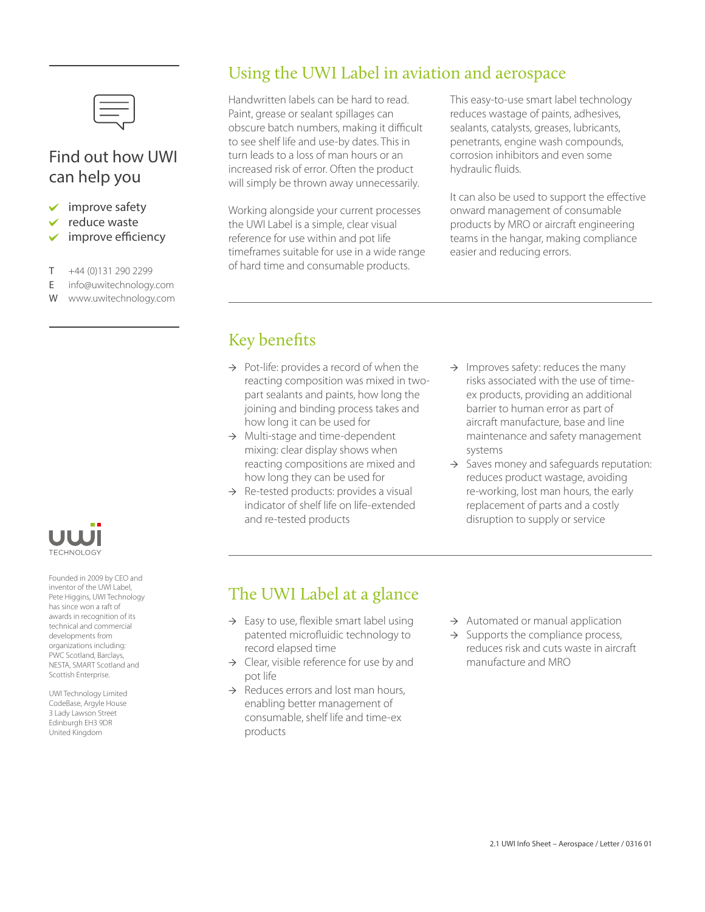## Find out how UWI can help you

- ✔ improve safety
- ✔ reduce waste
- ✔ improve efficiency

T +44 (0)131 290 2299
E info@uwitechnology.com
W www.uwitechnology.com

# Using the UWI Label in aviation and aerospace

Handwritten labels can be hard to read. Paint, grease or sealant spillages can obscure batch numbers, making it difficult to see shelf life and use-by dates. This in turn leads to a loss of man hours or an increased risk of error. Often the product will simply be thrown away unnecessarily.

Working alongside your current processes the UWI Label is a simple, clear visual reference for use within and pot life timeframes suitable for use in a wide range of hard time and consumable products.

This easy-to-use smart label technology reduces wastage of paints, adhesives, sealants, catalysts, greases, lubricants, penetrants, engine wash compounds, corrosion inhibitors and even some hydraulic fluids.

It can also be used to support the effective onward management of consumable products by MRO or aircraft engineering teams in the hangar, making compliance easier and reducing errors.

## Key benefits

- → Pot-life: provides a record of when the reacting composition was mixed in two-part sealants and paints, how long the joining and binding process takes and how long it can be used for
- → Multi-stage and time-dependent mixing: clear display shows when reacting compositions are mixed and how long they can be used for
- → Re-tested products: provides a visual indicator of shelf life on life-extended and re-tested products
- → Improves safety: reduces the many risks associated with the use of time-ex products, providing an additional barrier to human error as part of aircraft manufacture, base and line maintenance and safety management systems
- → Saves money and safeguards reputation: reduces product wastage, avoiding re-working, lost man hours, the early replacement of parts and a costly disruption to supply or service

## The UWI Label at a glance

- → Easy to use, flexible smart label using patented microfluidic technology to record elapsed time
- → Clear, visible reference for use by and pot life
- → Reduces errors and lost man hours, enabling better management of consumable, shelf life and time-ex products
- → Automated or manual application
- → Supports the compliance process, reduces risk and cuts waste in aircraft manufacture and MRO

UWI TECHNOLOGY

Founded in 2009 by CEO and inventor of the UWI Label, Pete Higgins, UWI Technology has since won a raft of awards in recognition of its technical and commercial developments from organizations including: PWC Scotland, Barclays, NESTA, SMART Scotland and Scottish Enterprise.

UWI Technology Limited
CodeBase, Argyle House
3 Lady Lawson Street
Edinburgh EH3 9DR
United Kingdom

2.1 UWI Info Sheet – Aerospace / Letter / 0316 01